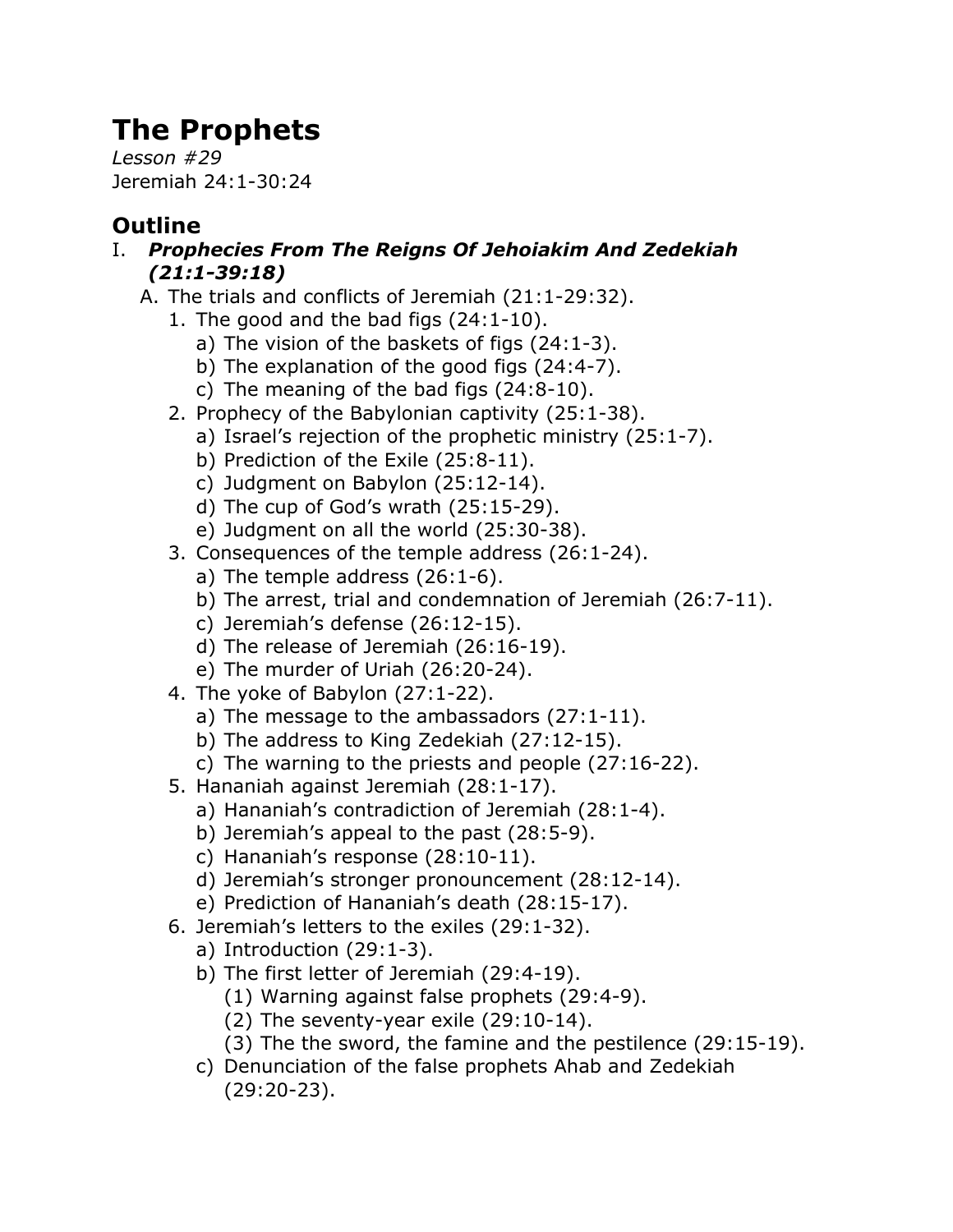# The Prophets

*Lesson #29*

Jeremiah 24:1-30:24

## Outline

I. ***Prophecies From The Reigns Of Jehoiakim And Zedekiah (21:1-39:18)***
   A. The trials and conflicts of Jeremiah (21:1-29:32).
      1. The good and the bad figs (24:1-10).
         a) The vision of the baskets of figs (24:1-3).
         b) The explanation of the good figs (24:4-7).
         c) The meaning of the bad figs (24:8-10).
      2. Prophecy of the Babylonian captivity (25:1-38).
         a) Israel's rejection of the prophetic ministry (25:1-7).
         b) Prediction of the Exile (25:8-11).
         c) Judgment on Babylon (25:12-14).
         d) The cup of God's wrath (25:15-29).
         e) Judgment on all the world (25:30-38).
      3. Consequences of the temple address (26:1-24).
         a) The temple address (26:1-6).
         b) The arrest, trial and condemnation of Jeremiah (26:7-11).
         c) Jeremiah's defense (26:12-15).
         d) The release of Jeremiah (26:16-19).
         e) The murder of Uriah (26:20-24).
      4. The yoke of Babylon (27:1-22).
         a) The message to the ambassadors (27:1-11).
         b) The address to King Zedekiah (27:12-15).
         c) The warning to the priests and people (27:16-22).
      5. Hananiah against Jeremiah (28:1-17).
         a) Hananiah's contradiction of Jeremiah (28:1-4).
         b) Jeremiah's appeal to the past (28:5-9).
         c) Hananiah's response (28:10-11).
         d) Jeremiah's stronger pronouncement (28:12-14).
         e) Prediction of Hananiah's death (28:15-17).
      6. Jeremiah's letters to the exiles (29:1-32).
         a) Introduction (29:1-3).
         b) The first letter of Jeremiah (29:4-19).
            (1) Warning against false prophets (29:4-9).
            (2) The seventy-year exile (29:10-14).
            (3) The the sword, the famine and the pestilence (29:15-19).
         c) Denunciation of the false prophets Ahab and Zedekiah (29:20-23).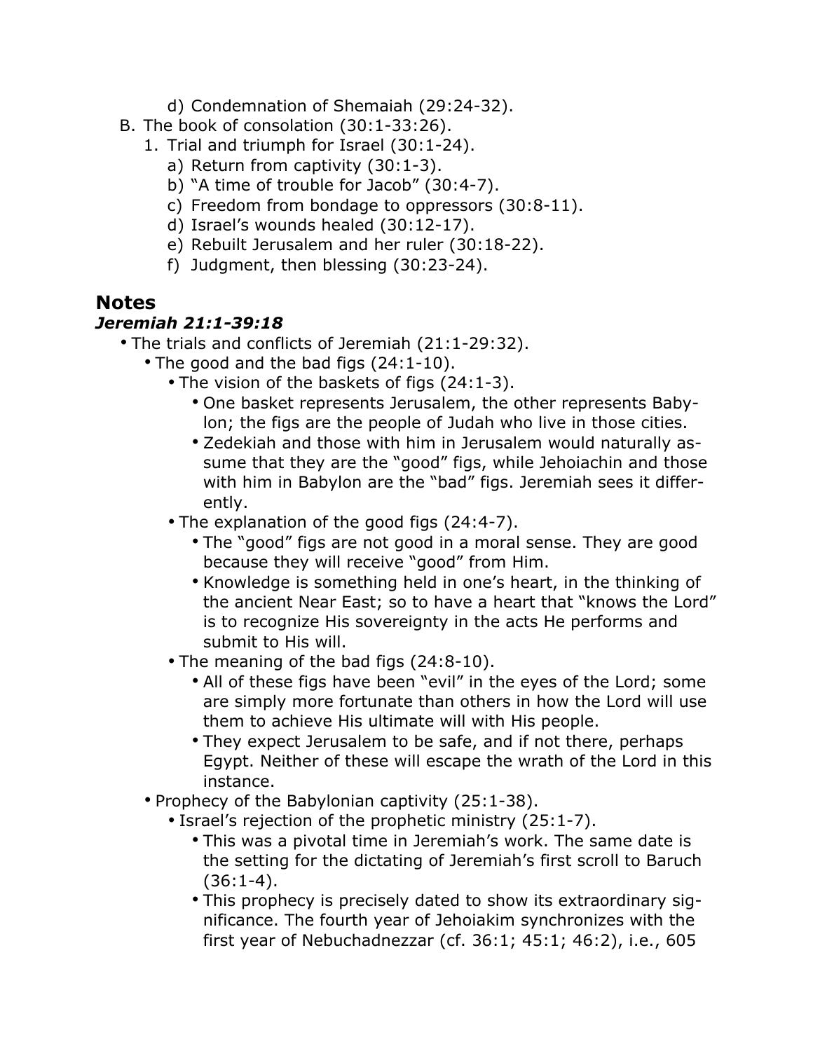- d) Condemnation of Shemaiah (29:24-32).
- B. The book of consolation (30:1-33:26).
    1. Trial and triumph for Israel (30:1-24).
        - a) Return from captivity (30:1-3).
        - b) "A time of trouble for Jacob" (30:4-7).
        - c) Freedom from bondage to oppressors (30:8-11).
        - d) Israel's wounds healed (30:12-17).
        - e) Rebuilt Jerusalem and her ruler (30:18-22).
        - f) Judgment, then blessing (30:23-24).

## Notes

### *Jeremiah 21:1-39:18*

- The trials and conflicts of Jeremiah (21:1-29:32).
    - The good and the bad figs (24:1-10).
        - The vision of the baskets of figs (24:1-3).
            - One basket represents Jerusalem, the other represents Babylon; the figs are the people of Judah who live in those cities.
            - Zedekiah and those with him in Jerusalem would naturally assume that they are the "good" figs, while Jehoiachin and those with him in Babylon are the "bad" figs. Jeremiah sees it differently.
        - The explanation of the good figs (24:4-7).
            - The "good" figs are not good in a moral sense. They are good because they will receive "good" from Him.
            - Knowledge is something held in one's heart, in the thinking of the ancient Near East; so to have a heart that "knows the Lord" is to recognize His sovereignty in the acts He performs and submit to His will.
        - The meaning of the bad figs (24:8-10).
            - All of these figs have been "evil" in the eyes of the Lord; some are simply more fortunate than others in how the Lord will use them to achieve His ultimate will with His people.
            - They expect Jerusalem to be safe, and if not there, perhaps Egypt. Neither of these will escape the wrath of the Lord in this instance.
    - Prophecy of the Babylonian captivity (25:1-38).
        - Israel's rejection of the prophetic ministry (25:1-7).
            - This was a pivotal time in Jeremiah's work. The same date is the setting for the dictating of Jeremiah's first scroll to Baruch (36:1-4).
            - This prophecy is precisely dated to show its extraordinary significance. The fourth year of Jehoiakim synchronizes with the first year of Nebuchadnezzar (cf. 36:1; 45:1; 46:2), i.e., 605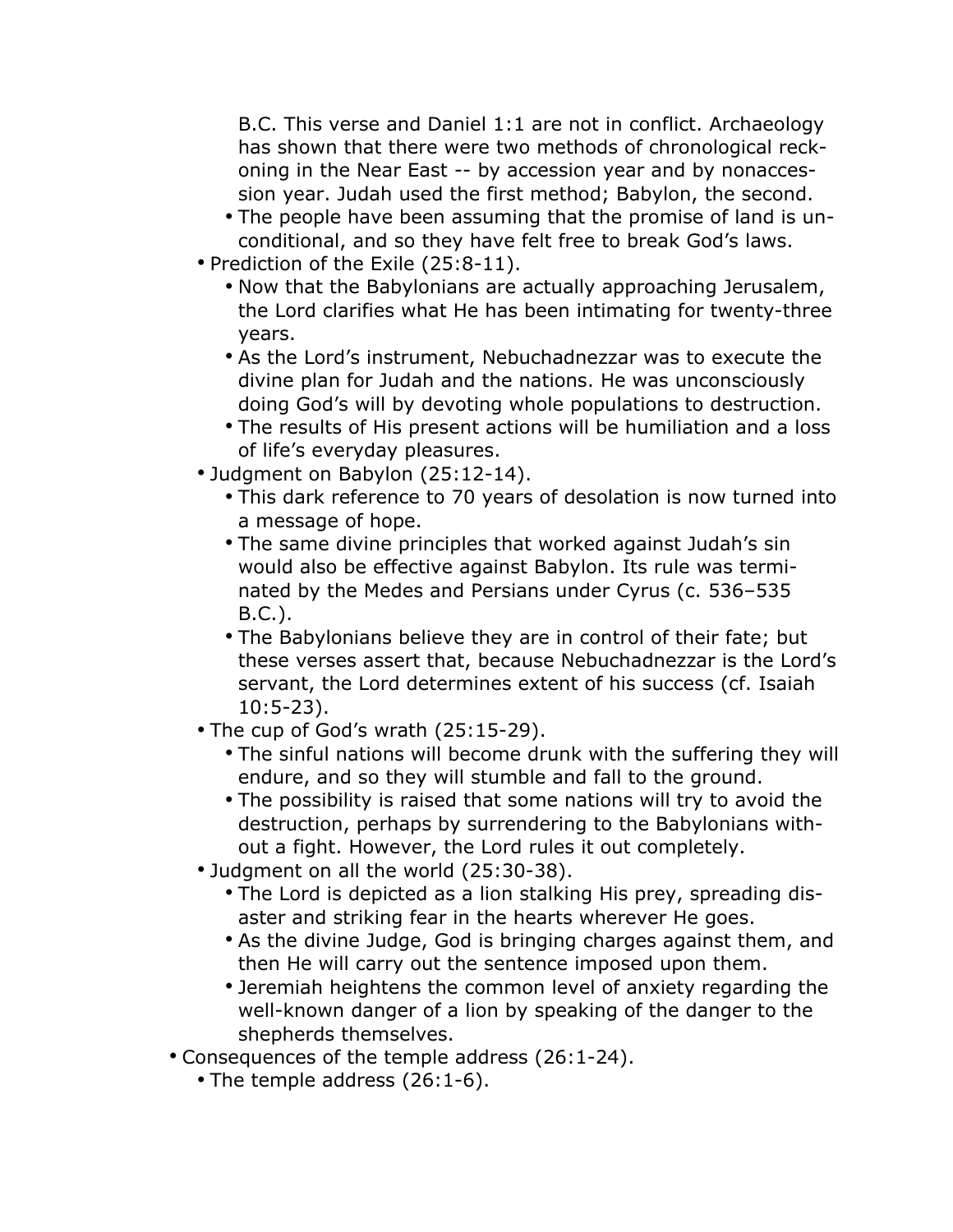B.C. This verse and Daniel 1:1 are not in conflict. Archaeology has shown that there were two methods of chronological reckoning in the Near East -- by accession year and by nonaccession year. Judah used the first method; Babylon, the second.

    - The people have been assuming that the promise of land is unconditional, and so they have felt free to break God's laws.
  - Prediction of the Exile (25:8-11).
    - Now that the Babylonians are actually approaching Jerusalem, the Lord clarifies what He has been intimating for twenty-three years.
    - As the Lord's instrument, Nebuchadnezzar was to execute the divine plan for Judah and the nations. He was unconsciously doing God's will by devoting whole populations to destruction.
    - The results of His present actions will be humiliation and a loss of life's everyday pleasures.
  - Judgment on Babylon (25:12-14).
    - This dark reference to 70 years of desolation is now turned into a message of hope.
    - The same divine principles that worked against Judah's sin would also be effective against Babylon. Its rule was terminated by the Medes and Persians under Cyrus (c. 536–535 B.C.).
    - The Babylonians believe they are in control of their fate; but these verses assert that, because Nebuchadnezzar is the Lord's servant, the Lord determines extent of his success (cf. Isaiah 10:5-23).
  - The cup of God's wrath (25:15-29).
    - The sinful nations will become drunk with the suffering they will endure, and so they will stumble and fall to the ground.
    - The possibility is raised that some nations will try to avoid the destruction, perhaps by surrendering to the Babylonians without a fight. However, the Lord rules it out completely.
  - Judgment on all the world (25:30-38).
    - The Lord is depicted as a lion stalking His prey, spreading disaster and striking fear in the hearts wherever He goes.
    - As the divine Judge, God is bringing charges against them, and then He will carry out the sentence imposed upon them.
    - Jeremiah heightens the common level of anxiety regarding the well-known danger of a lion by speaking of the danger to the shepherds themselves.
- Consequences of the temple address (26:1-24).
  - The temple address (26:1-6).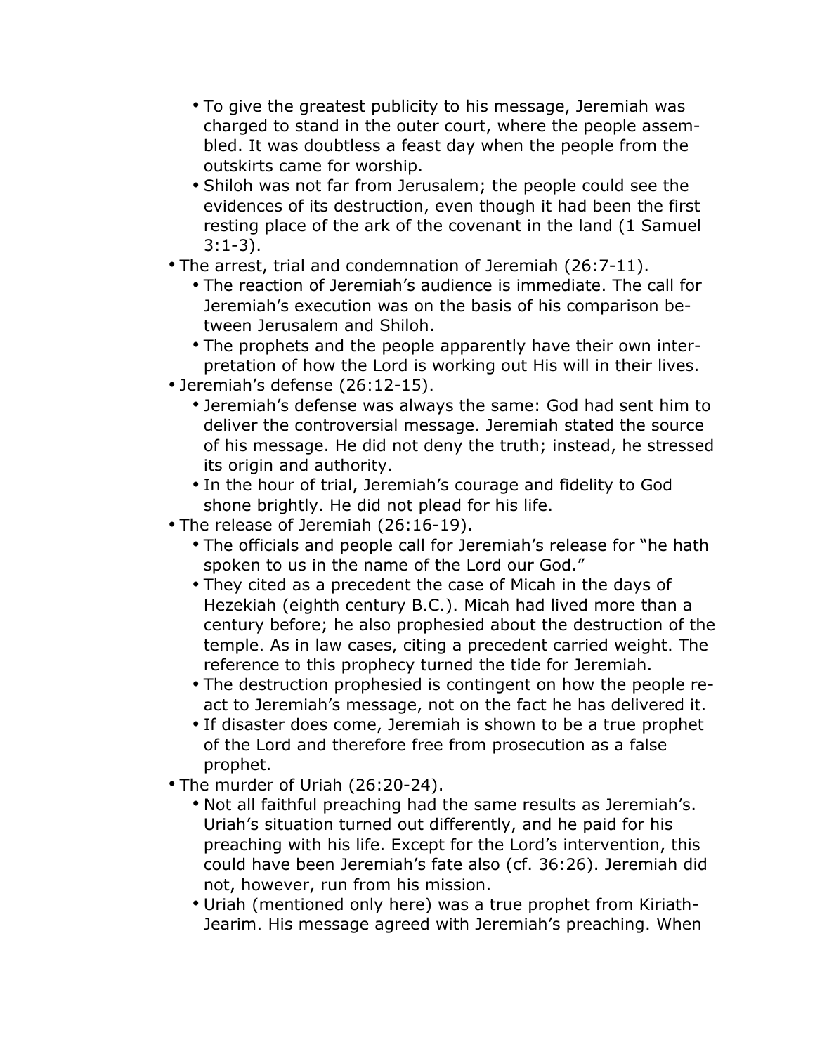- To give the greatest publicity to his message, Jeremiah was charged to stand in the outer court, where the people assembled. It was doubtless a feast day when the people from the outskirts came for worship.
  - Shiloh was not far from Jerusalem; the people could see the evidences of its destruction, even though it had been the first resting place of the ark of the covenant in the land (1 Samuel 3:1-3).
- The arrest, trial and condemnation of Jeremiah (26:7-11).
  - The reaction of Jeremiah's audience is immediate. The call for Jeremiah's execution was on the basis of his comparison between Jerusalem and Shiloh.
  - The prophets and the people apparently have their own interpretation of how the Lord is working out His will in their lives.
- Jeremiah's defense (26:12-15).
  - Jeremiah's defense was always the same: God had sent him to deliver the controversial message. Jeremiah stated the source of his message. He did not deny the truth; instead, he stressed its origin and authority.
  - In the hour of trial, Jeremiah's courage and fidelity to God shone brightly. He did not plead for his life.
- The release of Jeremiah (26:16-19).
  - The officials and people call for Jeremiah's release for "he hath spoken to us in the name of the Lord our God."
  - They cited as a precedent the case of Micah in the days of Hezekiah (eighth century B.C.). Micah had lived more than a century before; he also prophesied about the destruction of the temple. As in law cases, citing a precedent carried weight. The reference to this prophecy turned the tide for Jeremiah.
  - The destruction prophesied is contingent on how the people react to Jeremiah's message, not on the fact he has delivered it.
  - If disaster does come, Jeremiah is shown to be a true prophet of the Lord and therefore free from prosecution as a false prophet.
- The murder of Uriah (26:20-24).
  - Not all faithful preaching had the same results as Jeremiah's. Uriah's situation turned out differently, and he paid for his preaching with his life. Except for the Lord's intervention, this could have been Jeremiah's fate also (cf. 36:26). Jeremiah did not, however, run from his mission.
  - Uriah (mentioned only here) was a true prophet from Kiriath-Jearim. His message agreed with Jeremiah's preaching. When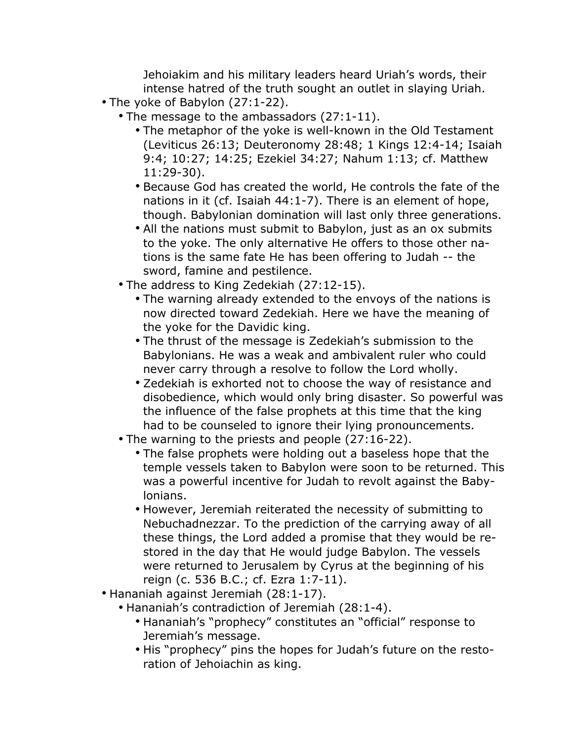Jehoiakim and his military leaders heard Uriah's words, their intense hatred of the truth sought an outlet in slaying Uriah.

- The yoke of Babylon (27:1-22).
  - The message to the ambassadors (27:1-11).
    - The metaphor of the yoke is well-known in the Old Testament (Leviticus 26:13; Deuteronomy 28:48; 1 Kings 12:4-14; Isaiah 9:4; 10:27; 14:25; Ezekiel 34:27; Nahum 1:13; cf. Matthew 11:29-30).
    - Because God has created the world, He controls the fate of the nations in it (cf. Isaiah 44:1-7). There is an element of hope, though. Babylonian domination will last only three generations.
    - All the nations must submit to Babylon, just as an ox submits to the yoke. The only alternative He offers to those other nations is the same fate He has been offering to Judah -- the sword, famine and pestilence.
  - The address to King Zedekiah (27:12-15).
    - The warning already extended to the envoys of the nations is now directed toward Zedekiah. Here we have the meaning of the yoke for the Davidic king.
    - The thrust of the message is Zedekiah's submission to the Babylonians. He was a weak and ambivalent ruler who could never carry through a resolve to follow the Lord wholly.
    - Zedekiah is exhorted not to choose the way of resistance and disobedience, which would only bring disaster. So powerful was the influence of the false prophets at this time that the king had to be counseled to ignore their lying pronouncements.
  - The warning to the priests and people (27:16-22).
    - The false prophets were holding out a baseless hope that the temple vessels taken to Babylon were soon to be returned. This was a powerful incentive for Judah to revolt against the Babylonians.
    - However, Jeremiah reiterated the necessity of submitting to Nebuchadnezzar. To the prediction of the carrying away of all these things, the Lord added a promise that they would be restored in the day that He would judge Babylon. The vessels were returned to Jerusalem by Cyrus at the beginning of his reign (c. 536 B.C.; cf. Ezra 1:7-11).
- Hananiah against Jeremiah (28:1-17).
  - Hananiah's contradiction of Jeremiah (28:1-4).
    - Hananiah's "prophecy" constitutes an "official" response to Jeremiah's message.
    - His "prophecy" pins the hopes for Judah's future on the restoration of Jehoiachin as king.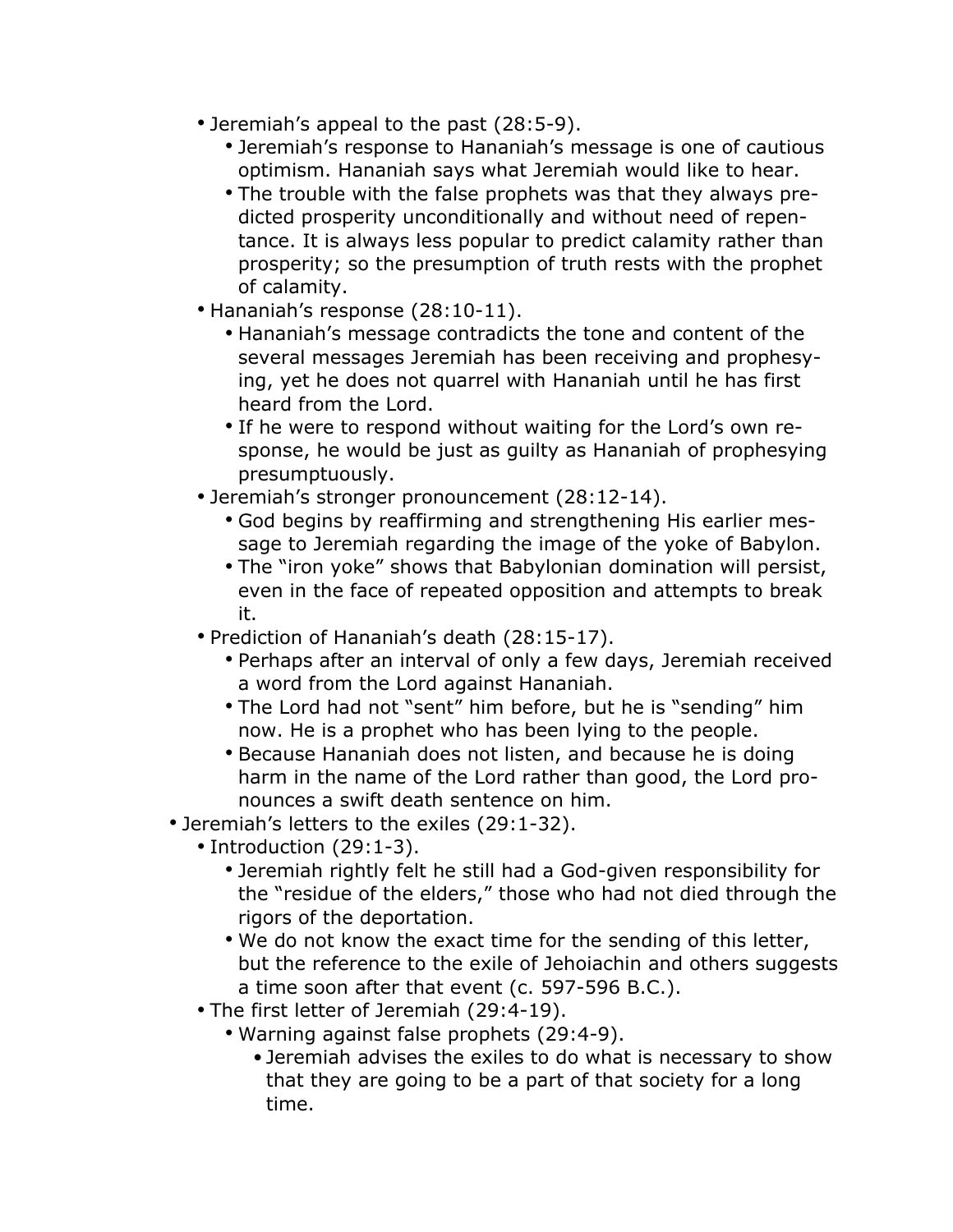- Jeremiah's appeal to the past (28:5-9).
  - Jeremiah's response to Hananiah's message is one of cautious optimism. Hananiah says what Jeremiah would like to hear.
  - The trouble with the false prophets was that they always predicted prosperity unconditionally and without need of repentance. It is always less popular to predict calamity rather than prosperity; so the presumption of truth rests with the prophet of calamity.
- Hananiah's response (28:10-11).
  - Hananiah's message contradicts the tone and content of the several messages Jeremiah has been receiving and prophesying, yet he does not quarrel with Hananiah until he has first heard from the Lord.
  - If he were to respond without waiting for the Lord's own response, he would be just as guilty as Hananiah of prophesying presumptuously.
- Jeremiah's stronger pronouncement (28:12-14).
  - God begins by reaffirming and strengthening His earlier message to Jeremiah regarding the image of the yoke of Babylon.
  - The "iron yoke" shows that Babylonian domination will persist, even in the face of repeated opposition and attempts to break it.
- Prediction of Hananiah's death (28:15-17).
  - Perhaps after an interval of only a few days, Jeremiah received a word from the Lord against Hananiah.
  - The Lord had not "sent" him before, but he is "sending" him now. He is a prophet who has been lying to the people.
  - Because Hananiah does not listen, and because he is doing harm in the name of the Lord rather than good, the Lord pronounces a swift death sentence on him.

- Jeremiah's letters to the exiles (29:1-32).
  - Introduction (29:1-3).
    - Jeremiah rightly felt he still had a God-given responsibility for the "residue of the elders," those who had not died through the rigors of the deportation.
    - We do not know the exact time for the sending of this letter, but the reference to the exile of Jehoiachin and others suggests a time soon after that event (c. 597-596 B.C.).
  - The first letter of Jeremiah (29:4-19).
    - Warning against false prophets (29:4-9).
      - Jeremiah advises the exiles to do what is necessary to show that they are going to be a part of that society for a long time.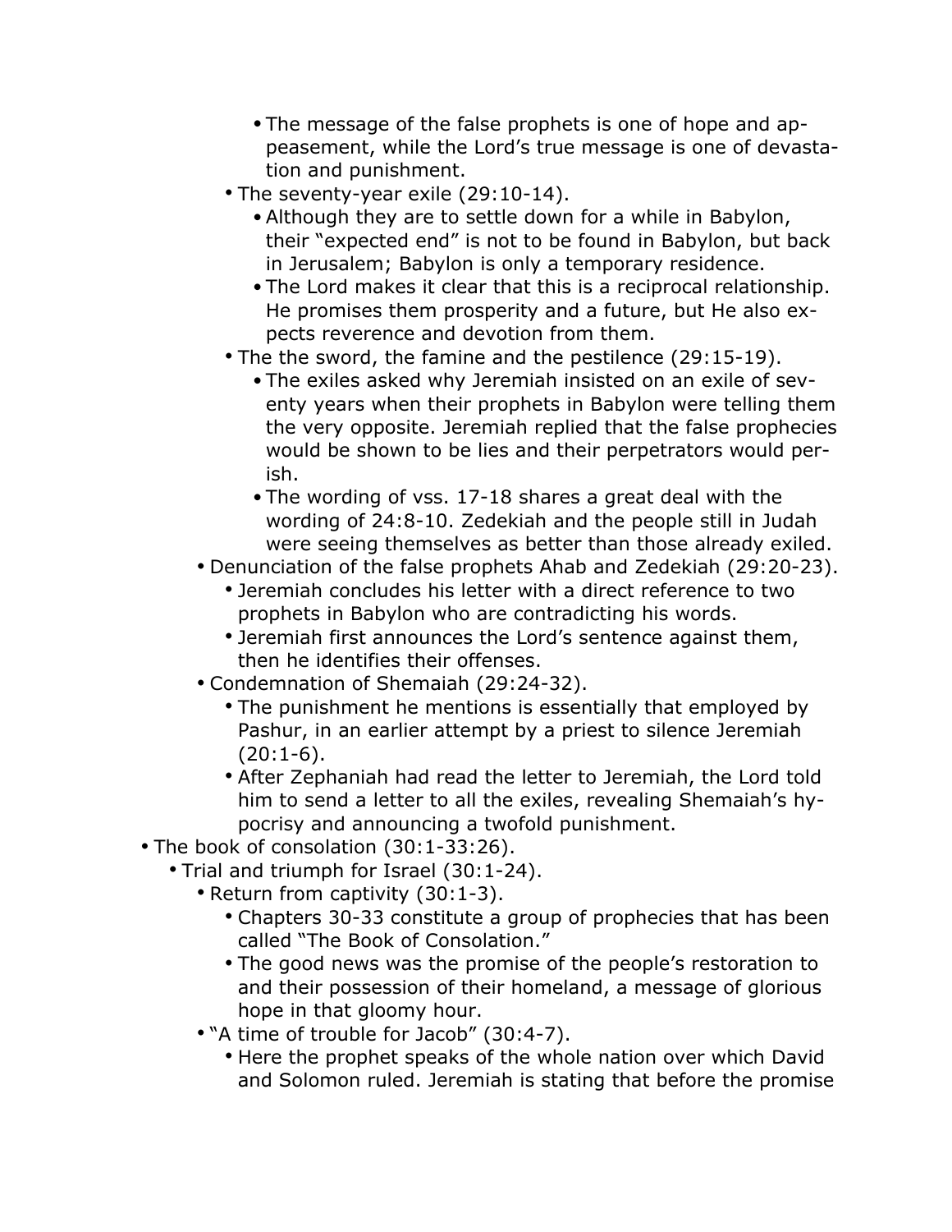- The message of the false prophets is one of hope and appeasement, while the Lord's true message is one of devastation and punishment.
      - The seventy-year exile (29:10-14).
        - Although they are to settle down for a while in Babylon, their "expected end" is not to be found in Babylon, but back in Jerusalem; Babylon is only a temporary residence.
        - The Lord makes it clear that this is a reciprocal relationship. He promises them prosperity and a future, but He also expects reverence and devotion from them.
      - The the sword, the famine and the pestilence (29:15-19).
        - The exiles asked why Jeremiah insisted on an exile of seventy years when their prophets in Babylon were telling them the very opposite. Jeremiah replied that the false prophecies would be shown to be lies and their perpetrators would perish.
        - The wording of vss. 17-18 shares a great deal with the wording of 24:8-10. Zedekiah and the people still in Judah were seeing themselves as better than those already exiled.
    - Denunciation of the false prophets Ahab and Zedekiah (29:20-23).
      - Jeremiah concludes his letter with a direct reference to two prophets in Babylon who are contradicting his words.
      - Jeremiah first announces the Lord's sentence against them, then he identifies their offenses.
    - Condemnation of Shemaiah (29:24-32).
      - The punishment he mentions is essentially that employed by Pashur, in an earlier attempt by a priest to silence Jeremiah (20:1-6).
      - After Zephaniah had read the letter to Jeremiah, the Lord told him to send a letter to all the exiles, revealing Shemaiah's hypocrisy and announcing a twofold punishment.
- The book of consolation (30:1-33:26).
  - Trial and triumph for Israel (30:1-24).
    - Return from captivity (30:1-3).
      - Chapters 30-33 constitute a group of prophecies that has been called "The Book of Consolation."
      - The good news was the promise of the people's restoration to and their possession of their homeland, a message of glorious hope in that gloomy hour.
    - "A time of trouble for Jacob" (30:4-7).
      - Here the prophet speaks of the whole nation over which David and Solomon ruled. Jeremiah is stating that before the promise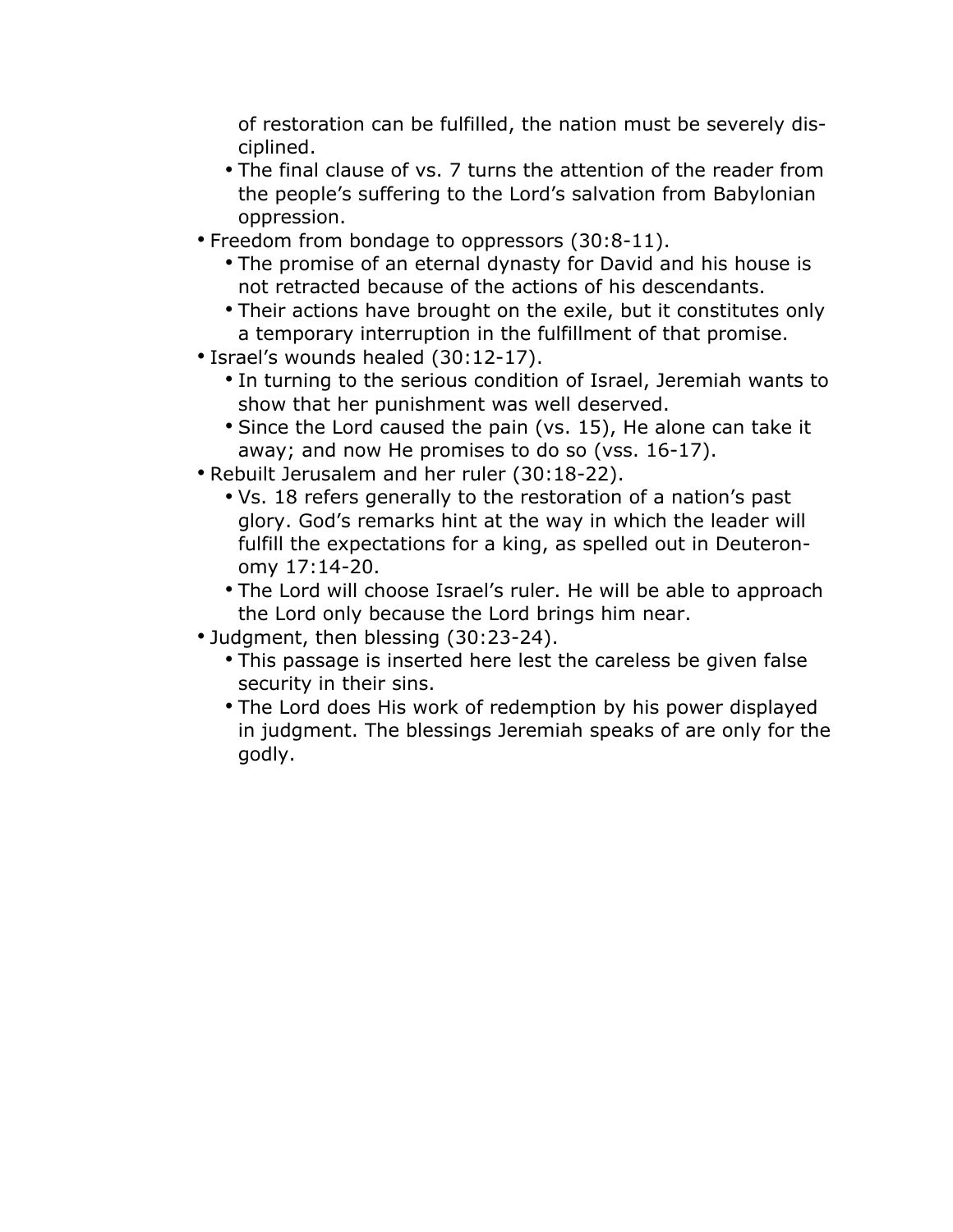of restoration can be fulfilled, the nation must be severely disciplined.
  - The final clause of vs. 7 turns the attention of the reader from the people's suffering to the Lord's salvation from Babylonian oppression.
- Freedom from bondage to oppressors (30:8-11).
  - The promise of an eternal dynasty for David and his house is not retracted because of the actions of his descendants.
  - Their actions have brought on the exile, but it constitutes only a temporary interruption in the fulfillment of that promise.
- Israel's wounds healed (30:12-17).
  - In turning to the serious condition of Israel, Jeremiah wants to show that her punishment was well deserved.
  - Since the Lord caused the pain (vs. 15), He alone can take it away; and now He promises to do so (vss. 16-17).
- Rebuilt Jerusalem and her ruler (30:18-22).
  - Vs. 18 refers generally to the restoration of a nation's past glory. God's remarks hint at the way in which the leader will fulfill the expectations for a king, as spelled out in Deuteronomy 17:14-20.
  - The Lord will choose Israel's ruler. He will be able to approach the Lord only because the Lord brings him near.
- Judgment, then blessing (30:23-24).
  - This passage is inserted here lest the careless be given false security in their sins.
  - The Lord does His work of redemption by his power displayed in judgment. The blessings Jeremiah speaks of are only for the godly.